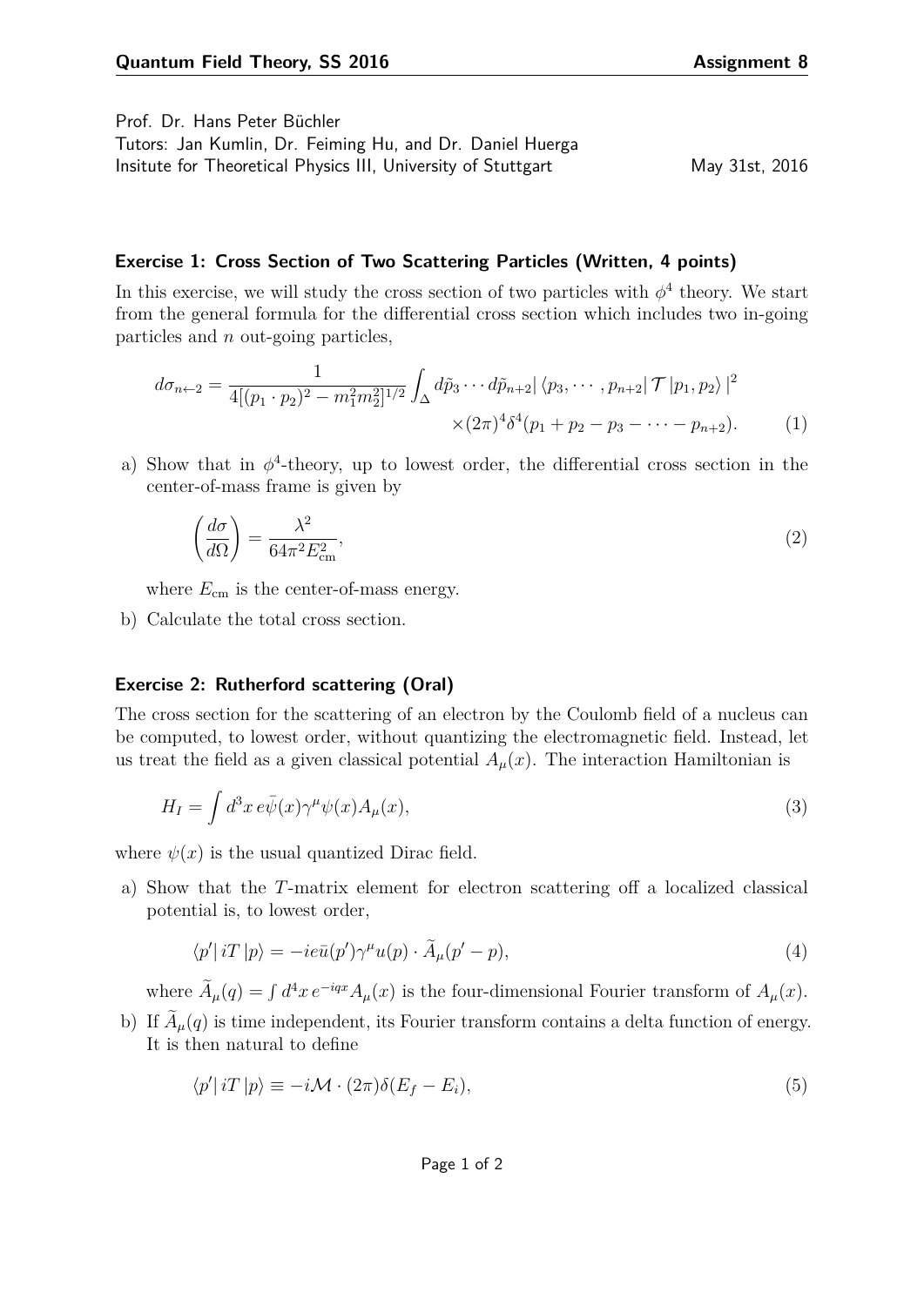**Quantum Field Theory, SS 2016** **Assignment 8**

Prof. Dr. Hans Peter Büchler
Tutors: Jan Kumlin, Dr. Feiming Hu, and Dr. Daniel Huerga
Insitute for Theoretical Physics III, University of Stuttgart May 31st, 2016

### Exercise 1: Cross Section of Two Scattering Particles (Written, 4 points)

In this exercise, we will study the cross section of two particles with $\phi^4$ theory. We start from the general formula for the differential cross section which includes two in-going particles and $n$ out-going particles,

$$d\sigma_{n\leftarrow 2} = \frac{1}{4[(p_1 \cdot p_2)^2 - m_1^2 m_2^2]^{1/2}} \int_\Delta d\tilde{p}_3 \cdots d\tilde{p}_{n+2} |\langle p_3, \cdots, p_{n+2}| \mathcal{T} |p_1, p_2\rangle|^2 \times (2\pi)^4 \delta^4(p_1 + p_2 - p_3 - \cdots - p_{n+2}). \tag{1}$$

a) Show that in $\phi^4$-theory, up to lowest order, the differential cross section in the center-of-mass frame is given by

$$\left(\frac{d\sigma}{d\Omega}\right) = \frac{\lambda^2}{64\pi^2 E_{\text{cm}}^2}, \tag{2}$$

where $E_{\text{cm}}$ is the center-of-mass energy.

b) Calculate the total cross section.

### Exercise 2: Rutherford scattering (Oral)

The cross section for the scattering of an electron by the Coulomb field of a nucleus can be computed, to lowest order, without quantizing the electromagnetic field. Instead, let us treat the field as a given classical potential $A_\mu(x)$. The interaction Hamiltonian is

$$H_I = \int d^3x \, e\bar{\psi}(x)\gamma^\mu \psi(x) A_\mu(x), \tag{3}$$

where $\psi(x)$ is the usual quantized Dirac field.

a) Show that the $T$-matrix element for electron scattering off a localized classical potential is, to lowest order,

$$\langle p'| iT |p\rangle = -ie\bar{u}(p')\gamma^\mu u(p) \cdot \widetilde{A}_\mu(p' - p), \tag{4}$$

where $\widetilde{A}_\mu(q) = \int d^4x \, e^{-iqx} A_\mu(x)$ is the four-dimensional Fourier transform of $A_\mu(x)$.

b) If $\widetilde{A}_\mu(q)$ is time independent, its Fourier transform contains a delta function of energy. It is then natural to define

$$\langle p'| iT |p\rangle \equiv -i\mathcal{M} \cdot (2\pi)\delta(E_f - E_i), \tag{5}$$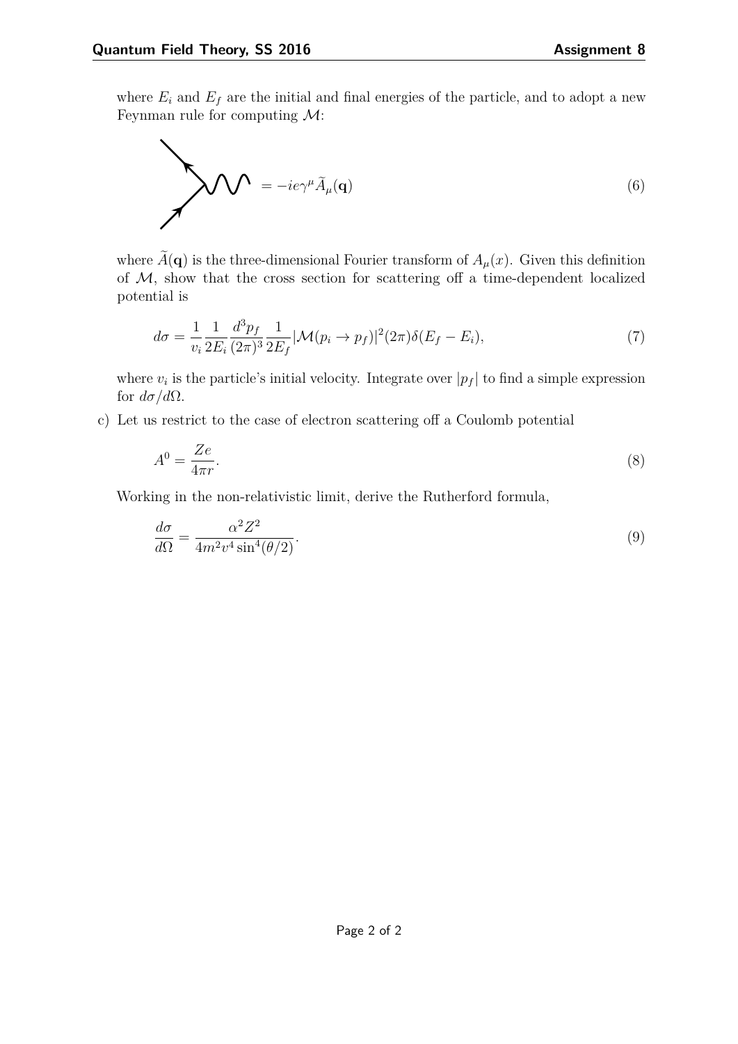where $E_i$ and $E_f$ are the initial and final energies of the particle, and to adopt a new Feynman rule for computing $\mathcal{M}$:

$$= -ie\gamma^\mu \widetilde{A}_\mu(\mathbf{q}) \tag{6}$$

where $\widetilde{A}(\mathbf{q})$ is the three-dimensional Fourier transform of $A_\mu(x)$. Given this definition of $\mathcal{M}$, show that the cross section for scattering off a time-dependent localized potential is

$$d\sigma = \frac{1}{v_i}\frac{1}{2E_i}\frac{d^3p_f}{(2\pi)^3}\frac{1}{2E_f}|\mathcal{M}(p_i \to p_f)|^2(2\pi)\delta(E_f - E_i), \tag{7}$$

where $v_i$ is the particle's initial velocity. Integrate over $|p_f|$ to find a simple expression for $d\sigma/d\Omega$.

c) Let us restrict to the case of electron scattering off a Coulomb potential

$$A^0 = \frac{Ze}{4\pi r}. \tag{8}$$

Working in the non-relativistic limit, derive the Rutherford formula,

$$\frac{d\sigma}{d\Omega} = \frac{\alpha^2 Z^2}{4m^2 v^4 \sin^4(\theta/2)}. \tag{9}$$